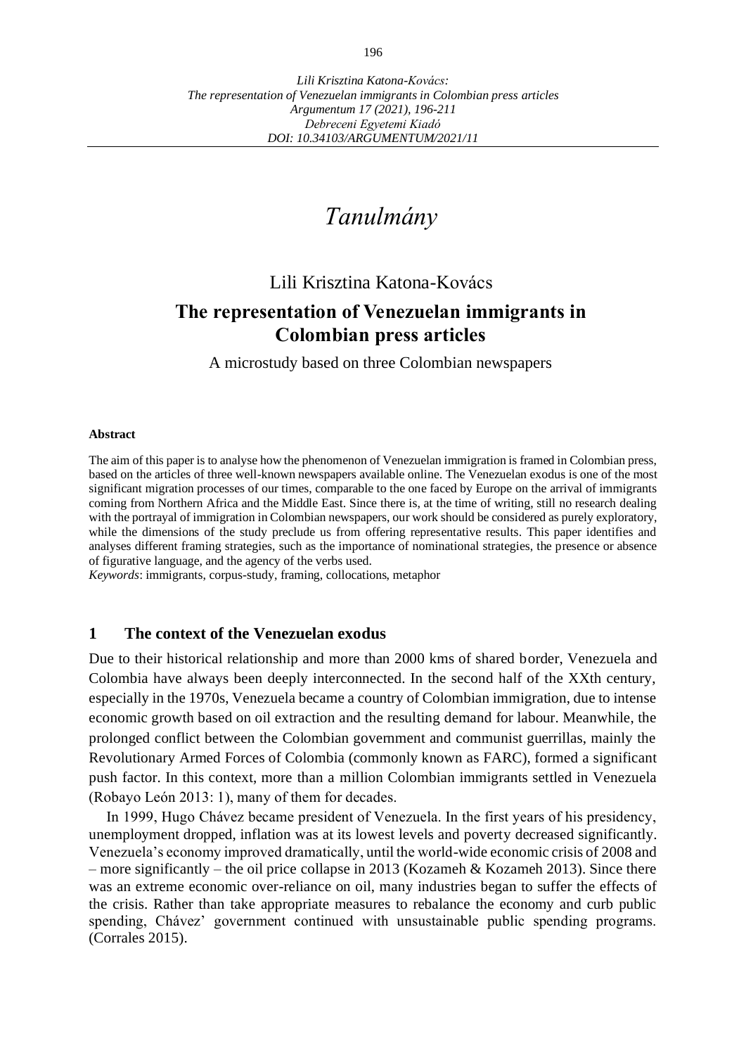# *Tanulmány*

Lili Krisztina Katona-Kovács

## The representation of Venezuelan immigrants in Colombian press articles

A microstudy based on three Colombian newspapers

**Abstract**

The aim of this paper is to analyse how the phenomenon of Venezuelan immigration is framed in Colombian press, based on the articles of three well-known newspapers available online. The Venezuelan exodus is one of the most significant migration processes of our times, comparable to the one faced by Europe on the arrival of immigrants coming from Northern Africa and the Middle East. Since there is, at the time of writing, still no research dealing with the portrayal of immigration in Colombian newspapers, our work should be considered as purely exploratory, while the dimensions of the study preclude us from offering representative results. This paper identifies and analyses different framing strategies, such as the importance of nominational strategies, the presence or absence of figurative language, and the agency of the verbs used.

*Keywords*: immigrants, corpus-study, framing, collocations, metaphor

### 1 The context of the Venezuelan exodus

Due to their historical relationship and more than 2000 kms of shared border, Venezuela and Colombia have always been deeply interconnected. In the second half of the XXth century, especially in the 1970s, Venezuela became a country of Colombian immigration, due to intense economic growth based on oil extraction and the resulting demand for labour. Meanwhile, the prolonged conflict between the Colombian government and communist guerrillas, mainly the Revolutionary Armed Forces of Colombia (commonly known as FARC), formed a significant push factor. In this context, more than a million Colombian immigrants settled in Venezuela (Robayo León 2013: 1), many of them for decades.

In 1999, Hugo Chávez became president of Venezuela. In the first years of his presidency, unemployment dropped, inflation was at its lowest levels and poverty decreased significantly. Venezuela's economy improved dramatically, until the world-wide economic crisis of 2008 and – more significantly – the oil price collapse in 2013 (Kozameh & Kozameh 2013). Since there was an extreme economic over-reliance on oil, many industries began to suffer the effects of the crisis. Rather than take appropriate measures to rebalance the economy and curb public spending, Chávez' government continued with unsustainable public spending programs. (Corrales 2015).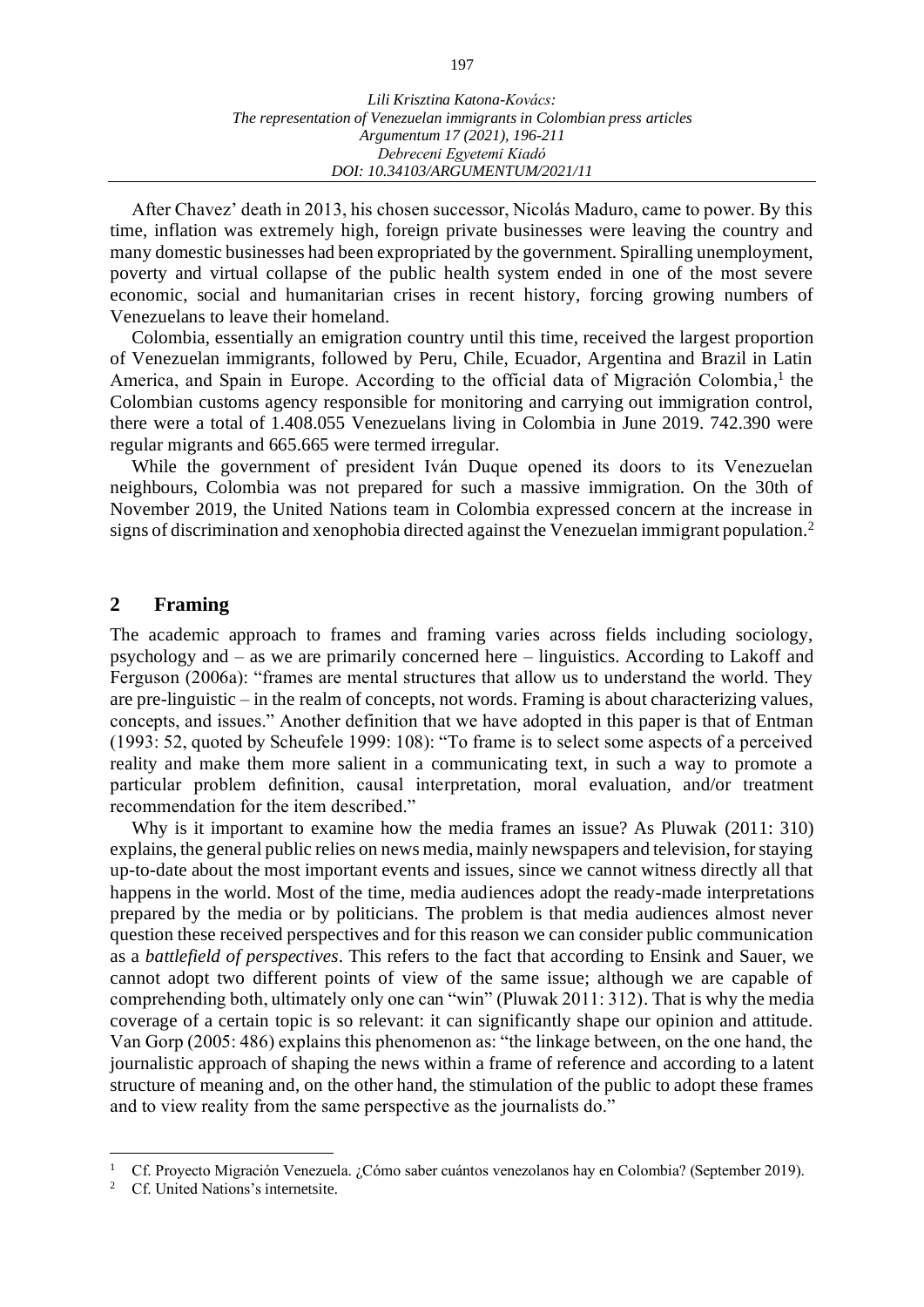After Chavez' death in 2013, his chosen successor, Nicolás Maduro, came to power. By this time, inflation was extremely high, foreign private businesses were leaving the country and many domestic businesses had been expropriated by the government. Spiralling unemployment, poverty and virtual collapse of the public health system ended in one of the most severe economic, social and humanitarian crises in recent history, forcing growing numbers of Venezuelans to leave their homeland.

Colombia, essentially an emigration country until this time, received the largest proportion of Venezuelan immigrants, followed by Peru, Chile, Ecuador, Argentina and Brazil in Latin America, and Spain in Europe. According to the official data of Migración Colombia,[1] the Colombian customs agency responsible for monitoring and carrying out immigration control, there were a total of 1.408.055 Venezuelans living in Colombia in June 2019. 742.390 were regular migrants and 665.665 were termed irregular.

While the government of president Iván Duque opened its doors to its Venezuelan neighbours, Colombia was not prepared for such a massive immigration. On the 30th of November 2019, the United Nations team in Colombia expressed concern at the increase in signs of discrimination and xenophobia directed against the Venezuelan immigrant population.[2]

## 2 Framing

The academic approach to frames and framing varies across fields including sociology, psychology and – as we are primarily concerned here – linguistics. According to Lakoff and Ferguson (2006a): "frames are mental structures that allow us to understand the world. They are pre-linguistic – in the realm of concepts, not words. Framing is about characterizing values, concepts, and issues." Another definition that we have adopted in this paper is that of Entman (1993: 52, quoted by Scheufele 1999: 108): "To frame is to select some aspects of a perceived reality and make them more salient in a communicating text, in such a way to promote a particular problem definition, causal interpretation, moral evaluation, and/or treatment recommendation for the item described."

Why is it important to examine how the media frames an issue? As Pluwak (2011: 310) explains, the general public relies on news media, mainly newspapers and television, for staying up-to-date about the most important events and issues, since we cannot witness directly all that happens in the world. Most of the time, media audiences adopt the ready-made interpretations prepared by the media or by politicians. The problem is that media audiences almost never question these received perspectives and for this reason we can consider public communication as a *battlefield of perspectives*. This refers to the fact that according to Ensink and Sauer, we cannot adopt two different points of view of the same issue; although we are capable of comprehending both, ultimately only one can "win" (Pluwak 2011: 312). That is why the media coverage of a certain topic is so relevant: it can significantly shape our opinion and attitude. Van Gorp (2005: 486) explains this phenomenon as: "the linkage between, on the one hand, the journalistic approach of shaping the news within a frame of reference and according to a latent structure of meaning and, on the other hand, the stimulation of the public to adopt these frames and to view reality from the same perspective as the journalists do."

---

[1] Cf. Proyecto Migración Venezuela. ¿Cómo saber cuántos venezolanos hay en Colombia? (September 2019).

[2] Cf. United Nations's internetsite.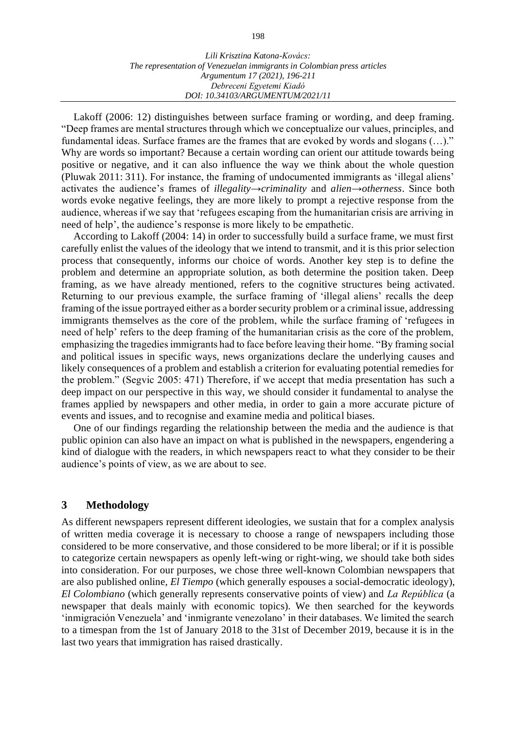Lakoff (2006: 12) distinguishes between surface framing or wording, and deep framing. "Deep frames are mental structures through which we conceptualize our values, principles, and fundamental ideas. Surface frames are the frames that are evoked by words and slogans (…)." Why are words so important? Because a certain wording can orient our attitude towards being positive or negative, and it can also influence the way we think about the whole question (Pluwak 2011: 311). For instance, the framing of undocumented immigrants as 'illegal aliens' activates the audience's frames of *illegality→criminality* and *alien→otherness*. Since both words evoke negative feelings, they are more likely to prompt a rejective response from the audience, whereas if we say that 'refugees escaping from the humanitarian crisis are arriving in need of help', the audience's response is more likely to be empathetic.

According to Lakoff (2004: 14) in order to successfully build a surface frame, we must first carefully enlist the values of the ideology that we intend to transmit, and it is this prior selection process that consequently, informs our choice of words. Another key step is to define the problem and determine an appropriate solution, as both determine the position taken. Deep framing, as we have already mentioned, refers to the cognitive structures being activated. Returning to our previous example, the surface framing of 'illegal aliens' recalls the deep framing of the issue portrayed either as a border security problem or a criminal issue, addressing immigrants themselves as the core of the problem, while the surface framing of 'refugees in need of help' refers to the deep framing of the humanitarian crisis as the core of the problem, emphasizing the tragedies immigrants had to face before leaving their home. "By framing social and political issues in specific ways, news organizations declare the underlying causes and likely consequences of a problem and establish a criterion for evaluating potential remedies for the problem." (Segvic 2005: 471) Therefore, if we accept that media presentation has such a deep impact on our perspective in this way, we should consider it fundamental to analyse the frames applied by newspapers and other media, in order to gain a more accurate picture of events and issues, and to recognise and examine media and political biases.

One of our findings regarding the relationship between the media and the audience is that public opinion can also have an impact on what is published in the newspapers, engendering a kind of dialogue with the readers, in which newspapers react to what they consider to be their audience's points of view, as we are about to see.

## 3 Methodology

As different newspapers represent different ideologies, we sustain that for a complex analysis of written media coverage it is necessary to choose a range of newspapers including those considered to be more conservative, and those considered to be more liberal; or if it is possible to categorize certain newspapers as openly left-wing or right-wing, we should take both sides into consideration. For our purposes, we chose three well-known Colombian newspapers that are also published online, *El Tiempo* (which generally espouses a social-democratic ideology), *El Colombiano* (which generally represents conservative points of view) and *La República* (a newspaper that deals mainly with economic topics). We then searched for the keywords 'inmigración Venezuela' and 'inmigrante venezolano' in their databases. We limited the search to a timespan from the 1st of January 2018 to the 31st of December 2019, because it is in the last two years that immigration has raised drastically.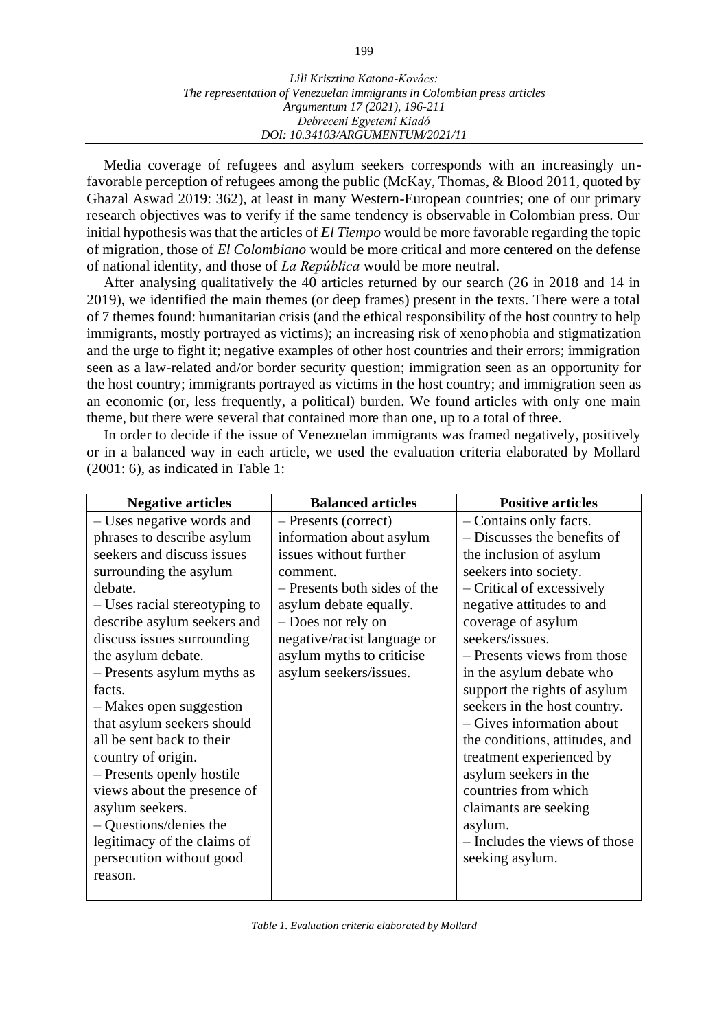Media coverage of refugees and asylum seekers corresponds with an increasingly unfavorable perception of refugees among the public (McKay, Thomas, & Blood 2011, quoted by Ghazal Aswad 2019: 362), at least in many Western-European countries; one of our primary research objectives was to verify if the same tendency is observable in Colombian press. Our initial hypothesis was that the articles of *El Tiempo* would be more favorable regarding the topic of migration, those of *El Colombiano* would be more critical and more centered on the defense of national identity, and those of *La República* would be more neutral.

After analysing qualitatively the 40 articles returned by our search (26 in 2018 and 14 in 2019), we identified the main themes (or deep frames) present in the texts. There were a total of 7 themes found: humanitarian crisis (and the ethical responsibility of the host country to help immigrants, mostly portrayed as victims); an increasing risk of xenophobia and stigmatization and the urge to fight it; negative examples of other host countries and their errors; immigration seen as a law-related and/or border security question; immigration seen as an opportunity for the host country; immigrants portrayed as victims in the host country; and immigration seen as an economic (or, less frequently, a political) burden. We found articles with only one main theme, but there were several that contained more than one, up to a total of three.

In order to decide if the issue of Venezuelan immigrants was framed negatively, positively or in a balanced way in each article, we used the evaluation criteria elaborated by Mollard (2001: 6), as indicated in Table 1:

| Negative articles | Balanced articles | Positive articles |
|---|---|---|
| – Uses negative words and phrases to describe asylum seekers and discuss issues surrounding the asylum debate.<br>– Uses racial stereotyping to describe asylum seekers and discuss issues surrounding the asylum debate.<br>– Presents asylum myths as facts.<br>– Makes open suggestion that asylum seekers should all be sent back to their country of origin.<br>– Presents openly hostile views about the presence of asylum seekers.<br>– Questions/denies the legitimacy of the claims of persecution without good reason. | – Presents (correct) information about asylum issues without further comment.<br>– Presents both sides of the asylum debate equally.<br>– Does not rely on negative/racist language or asylum myths to criticise asylum seekers/issues. | – Contains only facts.<br>– Discusses the benefits of the inclusion of asylum seekers into society.<br>– Critical of excessively negative attitudes to and coverage of asylum seekers/issues.<br>– Presents views from those in the asylum debate who support the rights of asylum seekers in the host country.<br>– Gives information about the conditions, attitudes, and treatment experienced by asylum seekers in the countries from which claimants are seeking asylum.<br>– Includes the views of those seeking asylum. |

*Table 1. Evaluation criteria elaborated by Mollard*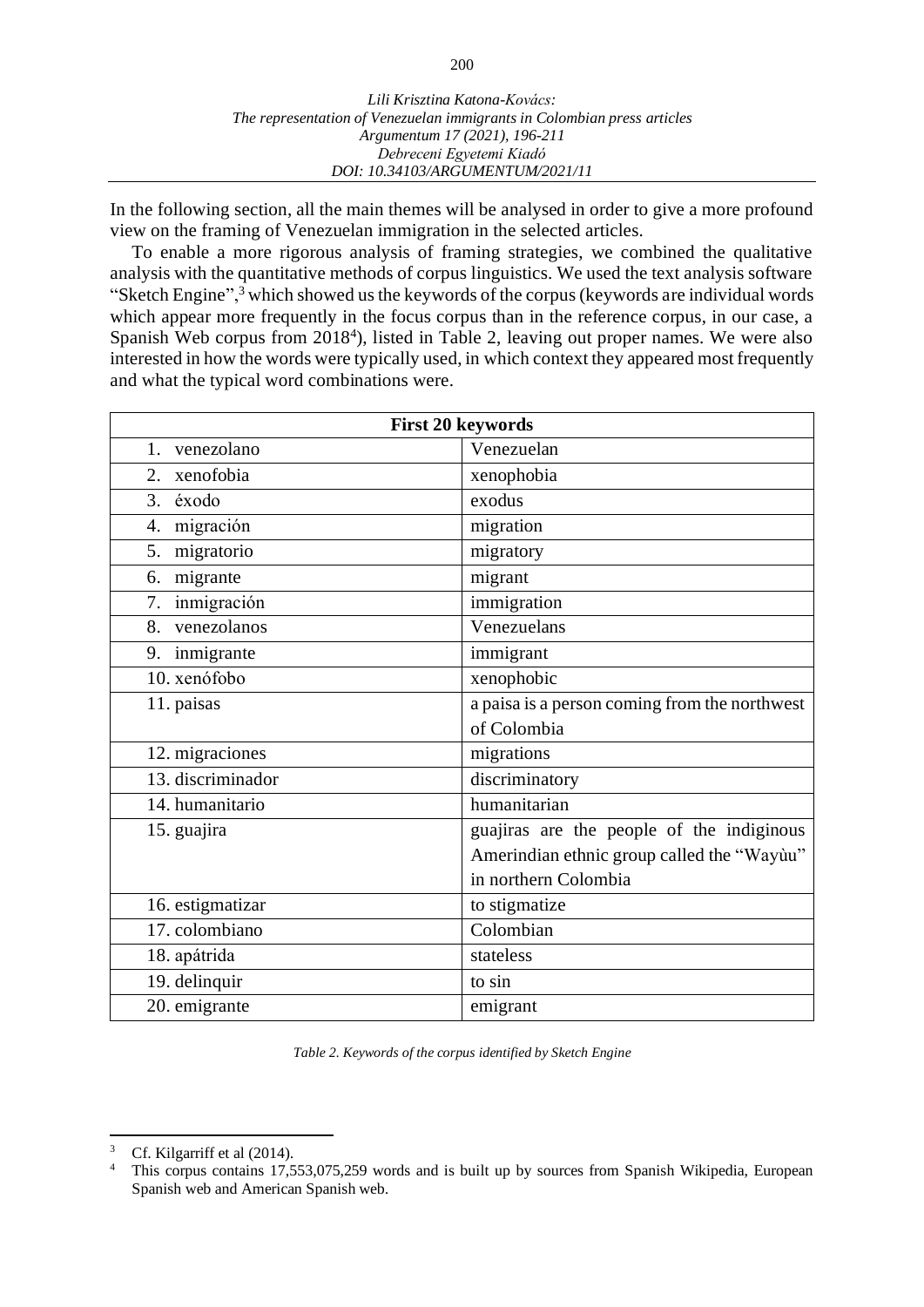In the following section, all the main themes will be analysed in order to give a more profound view on the framing of Venezuelan immigration in the selected articles.

To enable a more rigorous analysis of framing strategies, we combined the qualitative analysis with the quantitative methods of corpus linguistics. We used the text analysis software "Sketch Engine",[3] which showed us the keywords of the corpus (keywords are individual words which appear more frequently in the focus corpus than in the reference corpus, in our case, a Spanish Web corpus from 2018[4]), listed in Table 2, leaving out proper names. We were also interested in how the words were typically used, in which context they appeared most frequently and what the typical word combinations were.

| **First 20 keywords** | |
|---|---|
| 1. venezolano | Venezuelan |
| 2. xenofobia | xenophobia |
| 3. éxodo | exodus |
| 4. migración | migration |
| 5. migratorio | migratory |
| 6. migrante | migrant |
| 7. inmigración | immigration |
| 8. venezolanos | Venezuelans |
| 9. inmigrante | immigrant |
| 10. xenófobo | xenophobic |
| 11. paisas | a paisa is a person coming from the northwest of Colombia |
| 12. migraciones | migrations |
| 13. discriminador | discriminatory |
| 14. humanitario | humanitarian |
| 15. guajira | guajiras are the people of the indiginous Amerindian ethnic group called the "Wayùu" in northern Colombia |
| 16. estigmatizar | to stigmatize |
| 17. colombiano | Colombian |
| 18. apátrida | stateless |
| 19. delinquir | to sin |
| 20. emigrante | emigrant |

*Table 2. Keywords of the corpus identified by Sketch Engine*

---

[3] Cf. Kilgarriff et al (2014).

[4] This corpus contains 17,553,075,259 words and is built up by sources from Spanish Wikipedia, European Spanish web and American Spanish web.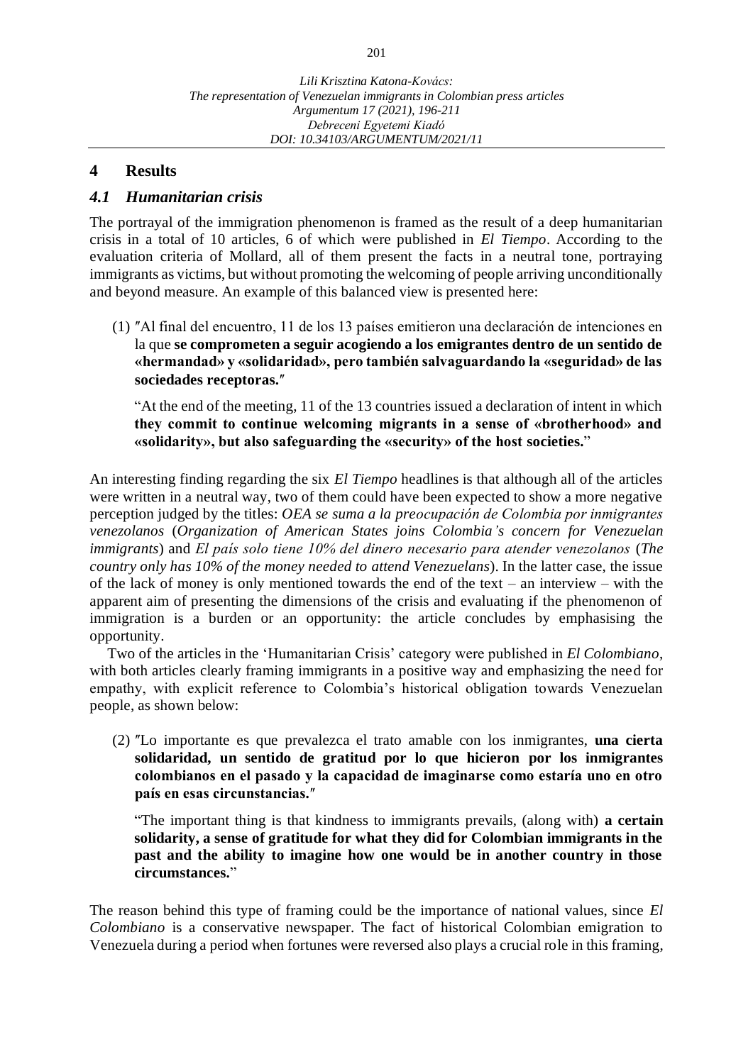## 4 Results

### *4.1 Humanitarian crisis*

The portrayal of the immigration phenomenon is framed as the result of a deep humanitarian crisis in a total of 10 articles, 6 of which were published in *El Tiempo*. According to the evaluation criteria of Mollard, all of them present the facts in a neutral tone, portraying immigrants as victims, but without promoting the welcoming of people arriving unconditionally and beyond measure. An example of this balanced view is presented here:

(1) ″Al final del encuentro, 11 de los 13 países emitieron una declaración de intenciones en la que **se comprometen a seguir acogiendo a los emigrantes dentro de un sentido de «hermandad» y «solidaridad», pero también salvaguardando la «seguridad» de las sociedades receptoras.**″

"At the end of the meeting, 11 of the 13 countries issued a declaration of intent in which **they commit to continue welcoming migrants in a sense of «brotherhood» and «solidarity», but also safeguarding the «security» of the host societies.**"

An interesting finding regarding the six *El Tiempo* headlines is that although all of the articles were written in a neutral way, two of them could have been expected to show a more negative perception judged by the titles: *OEA se suma a la preocupación de Colombia por inmigrantes venezolanos* (*Organization of American States joins Colombia's concern for Venezuelan immigrants*) and *El país solo tiene 10% del dinero necesario para atender venezolanos* (*The country only has 10% of the money needed to attend Venezuelans*). In the latter case, the issue of the lack of money is only mentioned towards the end of the text – an interview – with the apparent aim of presenting the dimensions of the crisis and evaluating if the phenomenon of immigration is a burden or an opportunity: the article concludes by emphasising the opportunity.

Two of the articles in the 'Humanitarian Crisis' category were published in *El Colombiano*, with both articles clearly framing immigrants in a positive way and emphasizing the need for empathy, with explicit reference to Colombia's historical obligation towards Venezuelan people, as shown below:

(2) ″Lo importante es que prevalezca el trato amable con los inmigrantes, **una cierta solidaridad, un sentido de gratitud por lo que hicieron por los inmigrantes colombianos en el pasado y la capacidad de imaginarse como estaría uno en otro país en esas circunstancias.**″

"The important thing is that kindness to immigrants prevails, (along with) **a certain solidarity, a sense of gratitude for what they did for Colombian immigrants in the past and the ability to imagine how one would be in another country in those circumstances.**"

The reason behind this type of framing could be the importance of national values, since *El Colombiano* is a conservative newspaper. The fact of historical Colombian emigration to Venezuela during a period when fortunes were reversed also plays a crucial role in this framing,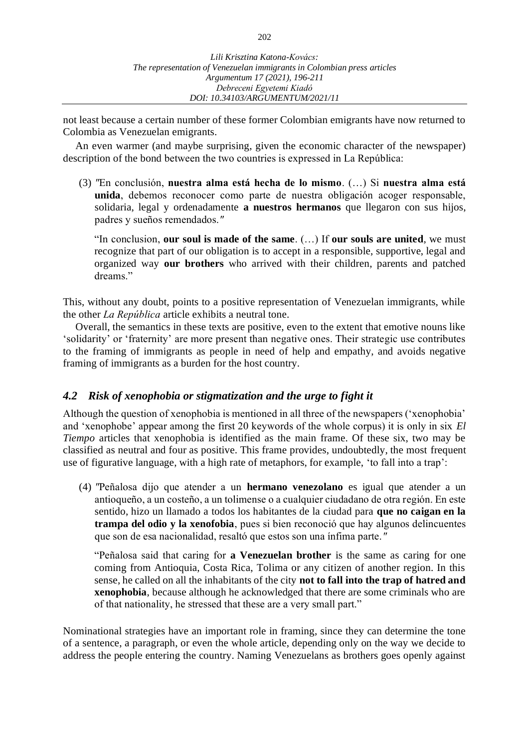not least because a certain number of these former Colombian emigrants have now returned to Colombia as Venezuelan emigrants.

An even warmer (and maybe surprising, given the economic character of the newspaper) description of the bond between the two countries is expressed in La República:

> (3) ″En conclusión, **nuestra alma está hecha de lo mismo**. (…) Si **nuestra alma está unida**, debemos reconocer como parte de nuestra obligación acoger responsable, solidaria, legal y ordenadamente **a nuestros hermanos** que llegaron con sus hijos, padres y sueños remendados.″
>
> "In conclusion, **our soul is made of the same**. (…) If **our souls are united**, we must recognize that part of our obligation is to accept in a responsible, supportive, legal and organized way **our brothers** who arrived with their children, parents and patched dreams."

This, without any doubt, points to a positive representation of Venezuelan immigrants, while the other *La República* article exhibits a neutral tone.

Overall, the semantics in these texts are positive, even to the extent that emotive nouns like 'solidarity' or 'fraternity' are more present than negative ones. Their strategic use contributes to the framing of immigrants as people in need of help and empathy, and avoids negative framing of immigrants as a burden for the host country.

### *4.2 Risk of xenophobia or stigmatization and the urge to fight it*

Although the question of xenophobia is mentioned in all three of the newspapers ('xenophobia' and 'xenophobe' appear among the first 20 keywords of the whole corpus) it is only in six *El Tiempo* articles that xenophobia is identified as the main frame. Of these six, two may be classified as neutral and four as positive. This frame provides, undoubtedly, the most frequent use of figurative language, with a high rate of metaphors, for example, 'to fall into a trap':

> (4) ″Peñalosa dijo que atender a un **hermano venezolano** es igual que atender a un antioqueño, a un costeño, a un tolimense o a cualquier ciudadano de otra región. En este sentido, hizo un llamado a todos los habitantes de la ciudad para **que no caigan en la trampa del odio y la xenofobia**, pues si bien reconoció que hay algunos delincuentes que son de esa nacionalidad, resaltó que estos son una ínfima parte.″
>
> "Peñalosa said that caring for **a Venezuelan brother** is the same as caring for one coming from Antioquia, Costa Rica, Tolima or any citizen of another region. In this sense, he called on all the inhabitants of the city **not to fall into the trap of hatred and xenophobia**, because although he acknowledged that there are some criminals who are of that nationality, he stressed that these are a very small part."

Nominational strategies have an important role in framing, since they can determine the tone of a sentence, a paragraph, or even the whole article, depending only on the way we decide to address the people entering the country. Naming Venezuelans as brothers goes openly against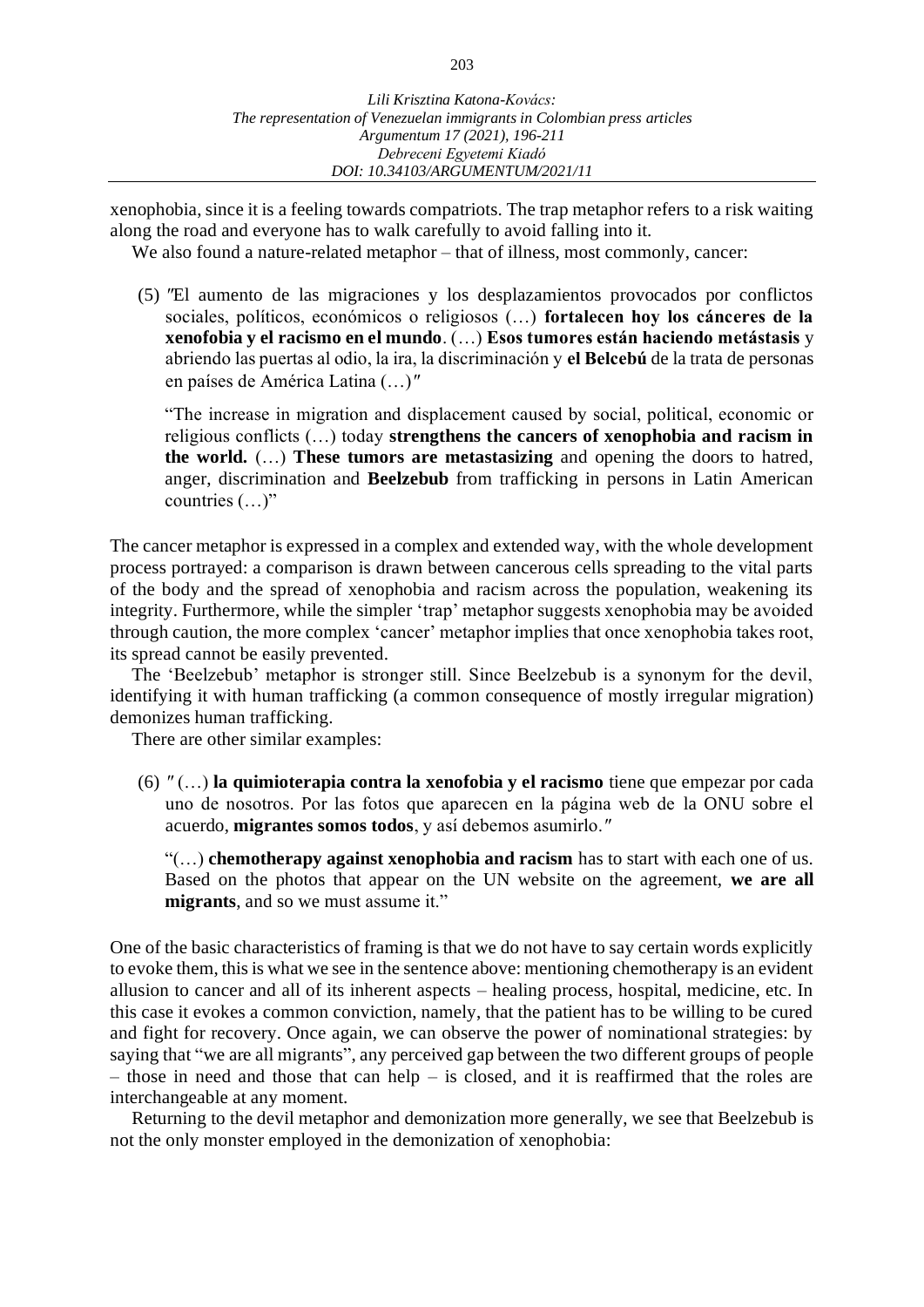xenophobia, since it is a feeling towards compatriots. The trap metaphor refers to a risk waiting along the road and everyone has to walk carefully to avoid falling into it.

We also found a nature-related metaphor – that of illness, most commonly, cancer:

(5) ″El aumento de las migraciones y los desplazamientos provocados por conflictos sociales, políticos, económicos o religiosos (…) **fortalecen hoy los cánceres de la xenofobia y el racismo en el mundo**. (…) **Esos tumores están haciendo metástasis** y abriendo las puertas al odio, la ira, la discriminación y **el Belcebú** de la trata de personas en países de América Latina (…)″

"The increase in migration and displacement caused by social, political, economic or religious conflicts (…) today **strengthens the cancers of xenophobia and racism in the world.** (…) **These tumors are metastasizing** and opening the doors to hatred, anger, discrimination and **Beelzebub** from trafficking in persons in Latin American countries (…)"

The cancer metaphor is expressed in a complex and extended way, with the whole development process portrayed: a comparison is drawn between cancerous cells spreading to the vital parts of the body and the spread of xenophobia and racism across the population, weakening its integrity. Furthermore, while the simpler 'trap' metaphor suggests xenophobia may be avoided through caution, the more complex 'cancer' metaphor implies that once xenophobia takes root, its spread cannot be easily prevented.

The 'Beelzebub' metaphor is stronger still. Since Beelzebub is a synonym for the devil, identifying it with human trafficking (a common consequence of mostly irregular migration) demonizes human trafficking.

There are other similar examples:

(6) ″(…) **la quimioterapia contra la xenofobia y el racismo** tiene que empezar por cada uno de nosotros. Por las fotos que aparecen en la página web de la ONU sobre el acuerdo, **migrantes somos todos**, y así debemos asumirlo.″

"(…) **chemotherapy against xenophobia and racism** has to start with each one of us. Based on the photos that appear on the UN website on the agreement, **we are all migrants**, and so we must assume it."

One of the basic characteristics of framing is that we do not have to say certain words explicitly to evoke them, this is what we see in the sentence above: mentioning chemotherapy is an evident allusion to cancer and all of its inherent aspects – healing process, hospital, medicine, etc. In this case it evokes a common conviction, namely, that the patient has to be willing to be cured and fight for recovery. Once again, we can observe the power of nominational strategies: by saying that "we are all migrants", any perceived gap between the two different groups of people – those in need and those that can help – is closed, and it is reaffirmed that the roles are interchangeable at any moment.

Returning to the devil metaphor and demonization more generally, we see that Beelzebub is not the only monster employed in the demonization of xenophobia: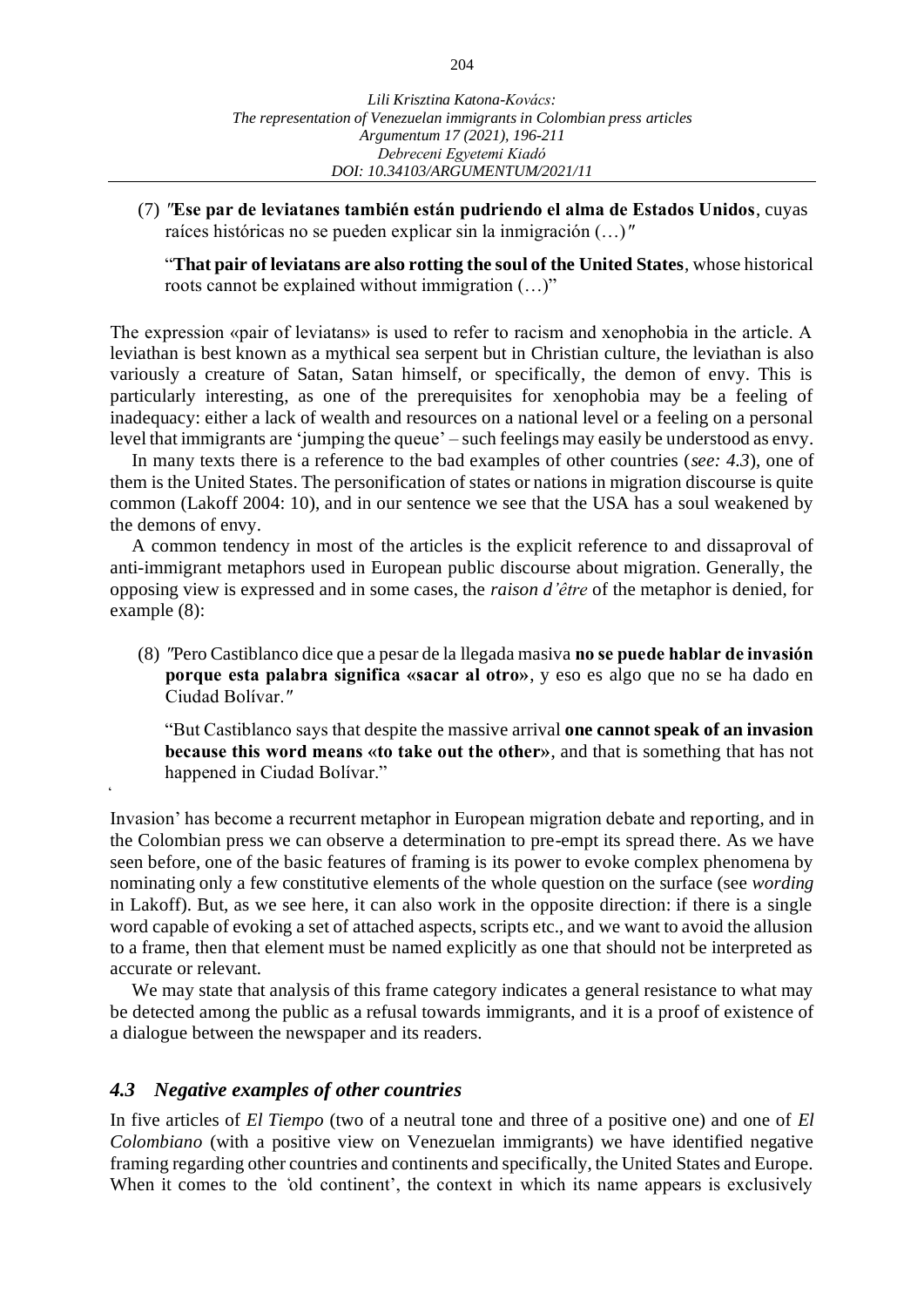(7) *″***Ese par de leviatanes también están pudriendo el alma de Estados Unidos**, cuyas raíces históricas no se pueden explicar sin la inmigración (…)*″*

"**That pair of leviatans are also rotting the soul of the United States**, whose historical roots cannot be explained without immigration (…)"

The expression «pair of leviatans» is used to refer to racism and xenophobia in the article. A leviathan is best known as a mythical sea serpent but in Christian culture, the leviathan is also variously a creature of Satan, Satan himself, or specifically, the demon of envy. This is particularly interesting, as one of the prerequisites for xenophobia may be a feeling of inadequacy: either a lack of wealth and resources on a national level or a feeling on a personal level that immigrants are 'jumping the queue' – such feelings may easily be understood as envy.

In many texts there is a reference to the bad examples of other countries (*see: 4.3*), one of them is the United States. The personification of states or nations in migration discourse is quite common (Lakoff 2004: 10), and in our sentence we see that the USA has a soul weakened by the demons of envy.

A common tendency in most of the articles is the explicit reference to and dissaproval of anti-immigrant metaphors used in European public discourse about migration. Generally, the opposing view is expressed and in some cases, the *raison d'être* of the metaphor is denied, for example (8):

(8) *″*Pero Castiblanco dice que a pesar de la llegada masiva **no se puede hablar de invasión porque esta palabra significa «sacar al otro»**, y eso es algo que no se ha dado en Ciudad Bolívar.*″*

"But Castiblanco says that despite the massive arrival **one cannot speak of an invasion because this word means «to take out the other»**, and that is something that has not happened in Ciudad Bolívar."

'Invasion' has become a recurrent metaphor in European migration debate and reporting, and in the Colombian press we can observe a determination to pre-empt its spread there. As we have seen before, one of the basic features of framing is its power to evoke complex phenomena by nominating only a few constitutive elements of the whole question on the surface (see *wording* in Lakoff). But, as we see here, it can also work in the opposite direction: if there is a single word capable of evoking a set of attached aspects, scripts etc., and we want to avoid the allusion to a frame, then that element must be named explicitly as one that should not be interpreted as accurate or relevant.

We may state that analysis of this frame category indicates a general resistance to what may be detected among the public as a refusal towards immigrants, and it is a proof of existence of a dialogue between the newspaper and its readers.

### *4.3 Negative examples of other countries*

In five articles of *El Tiempo* (two of a neutral tone and three of a positive one) and one of *El Colombiano* (with a positive view on Venezuelan immigrants) we have identified negative framing regarding other countries and continents and specifically, the United States and Europe. When it comes to the 'old continent', the context in which its name appears is exclusively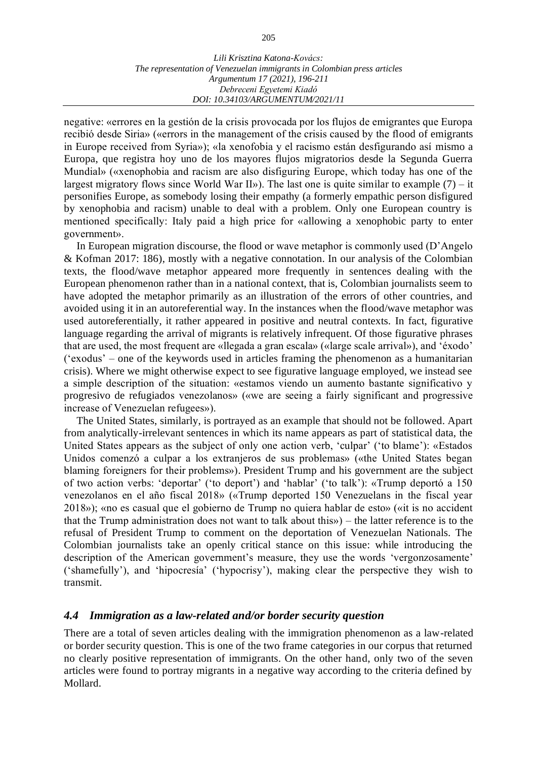negative: «errores en la gestión de la crisis provocada por los flujos de emigrantes que Europa recibió desde Siria» («errors in the management of the crisis caused by the flood of emigrants in Europe received from Syria»); «la xenofobia y el racismo están desfigurando así mismo a Europa, que registra hoy uno de los mayores flujos migratorios desde la Segunda Guerra Mundial» («xenophobia and racism are also disfiguring Europe, which today has one of the largest migratory flows since World War II»). The last one is quite similar to example (7) – it personifies Europe, as somebody losing their empathy (a formerly empathic person disfigured by xenophobia and racism) unable to deal with a problem. Only one European country is mentioned specifically: Italy paid a high price for «allowing a xenophobic party to enter government».

In European migration discourse, the flood or wave metaphor is commonly used (D'Angelo & Kofman 2017: 186), mostly with a negative connotation. In our analysis of the Colombian texts, the flood/wave metaphor appeared more frequently in sentences dealing with the European phenomenon rather than in a national context, that is, Colombian journalists seem to have adopted the metaphor primarily as an illustration of the errors of other countries, and avoided using it in an autoreferential way. In the instances when the flood/wave metaphor was used autoreferentially, it rather appeared in positive and neutral contexts. In fact, figurative language regarding the arrival of migrants is relatively infrequent. Of those figurative phrases that are used, the most frequent are «llegada a gran escala» («large scale arrival»), and 'éxodo' ('exodus' – one of the keywords used in articles framing the phenomenon as a humanitarian crisis). Where we might otherwise expect to see figurative language employed, we instead see a simple description of the situation: «estamos viendo un aumento bastante significativo y progresivo de refugiados venezolanos» («we are seeing a fairly significant and progressive increase of Venezuelan refugees»).

The United States, similarly, is portrayed as an example that should not be followed. Apart from analytically-irrelevant sentences in which its name appears as part of statistical data, the United States appears as the subject of only one action verb, 'culpar' ('to blame'): «Estados Unidos comenzó a culpar a los extranjeros de sus problemas» («the United States began blaming foreigners for their problems»). President Trump and his government are the subject of two action verbs: 'deportar' ('to deport') and 'hablar' ('to talk'): «Trump deportó a 150 venezolanos en el año fiscal 2018» («Trump deported 150 Venezuelans in the fiscal year 2018»); «no es casual que el gobierno de Trump no quiera hablar de esto» («it is no accident that the Trump administration does not want to talk about this») – the latter reference is to the refusal of President Trump to comment on the deportation of Venezuelan Nationals. The Colombian journalists take an openly critical stance on this issue: while introducing the description of the American government's measure, they use the words 'vergonzosamente' ('shamefully'), and 'hipocresía' ('hypocrisy'), making clear the perspective they wish to transmit.

### *4.4 Immigration as a law-related and/or border security question*

There are a total of seven articles dealing with the immigration phenomenon as a law-related or border security question. This is one of the two frame categories in our corpus that returned no clearly positive representation of immigrants. On the other hand, only two of the seven articles were found to portray migrants in a negative way according to the criteria defined by Mollard.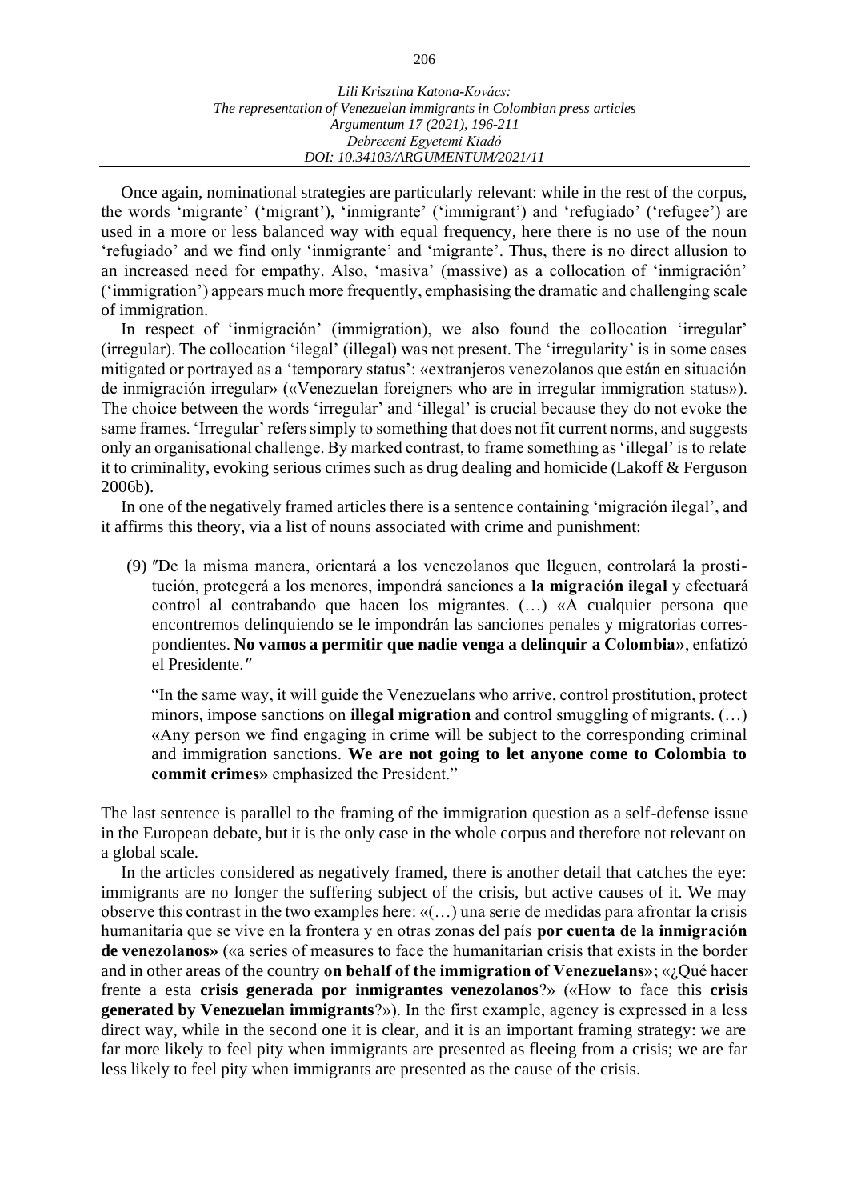Once again, nominational strategies are particularly relevant: while in the rest of the corpus, the words 'migrante' ('migrant'), 'inmigrante' ('immigrant') and 'refugiado' ('refugee') are used in a more or less balanced way with equal frequency, here there is no use of the noun 'refugiado' and we find only 'inmigrante' and 'migrante'. Thus, there is no direct allusion to an increased need for empathy. Also, 'masiva' (massive) as a collocation of 'inmigración' ('immigration') appears much more frequently, emphasising the dramatic and challenging scale of immigration.

In respect of 'inmigración' (immigration), we also found the collocation 'irregular' (irregular). The collocation 'ilegal' (illegal) was not present. The 'irregularity' is in some cases mitigated or portrayed as a 'temporary status': «extranjeros venezolanos que están en situación de inmigración irregular» («Venezuelan foreigners who are in irregular immigration status»). The choice between the words 'irregular' and 'illegal' is crucial because they do not evoke the same frames. 'Irregular' refers simply to something that does not fit current norms, and suggests only an organisational challenge. By marked contrast, to frame something as 'illegal' is to relate it to criminality, evoking serious crimes such as drug dealing and homicide (Lakoff & Ferguson 2006b).

In one of the negatively framed articles there is a sentence containing 'migración ilegal', and it affirms this theory, via a list of nouns associated with crime and punishment:

(9) ″De la misma manera, orientará a los venezolanos que lleguen, controlará la prostitución, protegerá a los menores, impondrá sanciones a **la migración ilegal** y efectuará control al contrabando que hacen los migrantes. (…) «A cualquier persona que encontremos delinquiendo se le impondrán las sanciones penales y migratorias correspondientes. **No vamos a permitir que nadie venga a delinquir a Colombia»**, enfatizó el Presidente.″

"In the same way, it will guide the Venezuelans who arrive, control prostitution, protect minors, impose sanctions on **illegal migration** and control smuggling of migrants. (…) «Any person we find engaging in crime will be subject to the corresponding criminal and immigration sanctions. **We are not going to let anyone come to Colombia to commit crimes»** emphasized the President."

The last sentence is parallel to the framing of the immigration question as a self-defense issue in the European debate, but it is the only case in the whole corpus and therefore not relevant on a global scale.

In the articles considered as negatively framed, there is another detail that catches the eye: immigrants are no longer the suffering subject of the crisis, but active causes of it. We may observe this contrast in the two examples here: «(…) una serie de medidas para afrontar la crisis humanitaria que se vive en la frontera y en otras zonas del país **por cuenta de la inmigración de venezolanos»** («a series of measures to face the humanitarian crisis that exists in the border and in other areas of the country **on behalf of the immigration of Venezuelans»**; «¿Qué hacer frente a esta **crisis generada por inmigrantes venezolanos**?» («How to face this **crisis generated by Venezuelan immigrants**?»). In the first example, agency is expressed in a less direct way, while in the second one it is clear, and it is an important framing strategy: we are far more likely to feel pity when immigrants are presented as fleeing from a crisis; we are far less likely to feel pity when immigrants are presented as the cause of the crisis.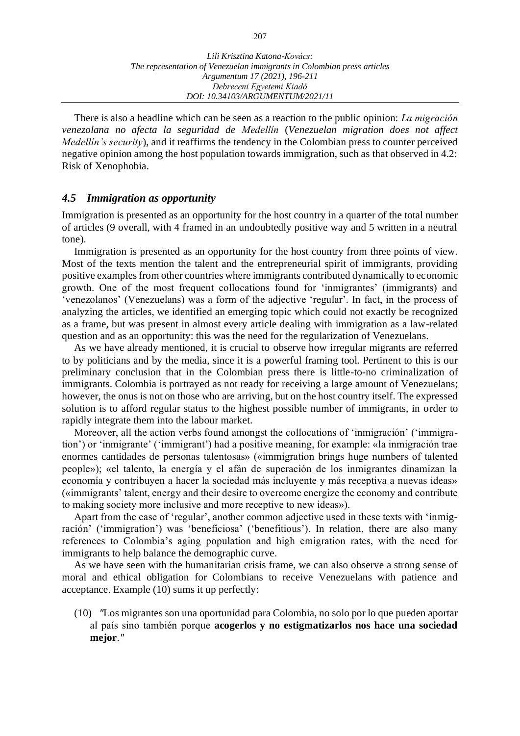There is also a headline which can be seen as a reaction to the public opinion: *La migración venezolana no afecta la seguridad de Medellín* (*Venezuelan migration does not affect Medellín's security*), and it reaffirms the tendency in the Colombian press to counter perceived negative opinion among the host population towards immigration, such as that observed in 4.2: Risk of Xenophobia.

### *4.5 Immigration as opportunity*

Immigration is presented as an opportunity for the host country in a quarter of the total number of articles (9 overall, with 4 framed in an undoubtedly positive way and 5 written in a neutral tone).

Immigration is presented as an opportunity for the host country from three points of view. Most of the texts mention the talent and the entrepreneurial spirit of immigrants, providing positive examples from other countries where immigrants contributed dynamically to economic growth. One of the most frequent collocations found for 'inmigrantes' (immigrants) and 'venezolanos' (Venezuelans) was a form of the adjective 'regular'. In fact, in the process of analyzing the articles, we identified an emerging topic which could not exactly be recognized as a frame, but was present in almost every article dealing with immigration as a law-related question and as an opportunity: this was the need for the regularization of Venezuelans.

As we have already mentioned, it is crucial to observe how irregular migrants are referred to by politicians and by the media, since it is a powerful framing tool. Pertinent to this is our preliminary conclusion that in the Colombian press there is little-to-no criminalization of immigrants. Colombia is portrayed as not ready for receiving a large amount of Venezuelans; however, the onus is not on those who are arriving, but on the host country itself. The expressed solution is to afford regular status to the highest possible number of immigrants, in order to rapidly integrate them into the labour market.

Moreover, all the action verbs found amongst the collocations of 'inmigración' ('immigration') or 'inmigrante' ('immigrant') had a positive meaning, for example: «la inmigración trae enormes cantidades de personas talentosas» («immigration brings huge numbers of talented people»); «el talento, la energía y el afán de superación de los inmigrantes dinamizan la economía y contribuyen a hacer la sociedad más incluyente y más receptiva a nuevas ideas» («immigrants' talent, energy and their desire to overcome energize the economy and contribute to making society more inclusive and more receptive to new ideas»).

Apart from the case of 'regular', another common adjective used in these texts with 'inmigración' ('immigration') was 'beneficiosa' ('benefitious'). In relation, there are also many references to Colombia's aging population and high emigration rates, with the need for immigrants to help balance the demographic curve.

As we have seen with the humanitarian crisis frame, we can also observe a strong sense of moral and ethical obligation for Colombians to receive Venezuelans with patience and acceptance. Example (10) sums it up perfectly:

(10) ″Los migrantes son una oportunidad para Colombia, no solo por lo que pueden aportar al país sino también porque **acogerlos y no estigmatizarlos nos hace una sociedad mejor**.″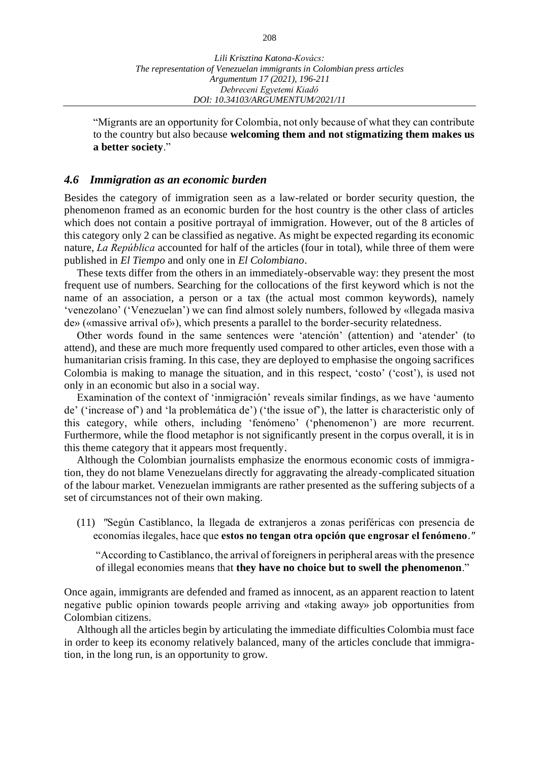"Migrants are an opportunity for Colombia, not only because of what they can contribute to the country but also because **welcoming them and not stigmatizing them makes us a better society**."

### *4.6 Immigration as an economic burden*

Besides the category of immigration seen as a law-related or border security question, the phenomenon framed as an economic burden for the host country is the other class of articles which does not contain a positive portrayal of immigration. However, out of the 8 articles of this category only 2 can be classified as negative. As might be expected regarding its economic nature, *La República* accounted for half of the articles (four in total), while three of them were published in *El Tiempo* and only one in *El Colombiano*.

These texts differ from the others in an immediately-observable way: they present the most frequent use of numbers. Searching for the collocations of the first keyword which is not the name of an association, a person or a tax (the actual most common keywords), namely 'venezolano' ('Venezuelan') we can find almost solely numbers, followed by «llegada masiva de» («massive arrival of»), which presents a parallel to the border-security relatedness.

Other words found in the same sentences were 'atención' (attention) and 'atender' (to attend), and these are much more frequently used compared to other articles, even those with a humanitarian crisis framing. In this case, they are deployed to emphasise the ongoing sacrifices Colombia is making to manage the situation, and in this respect, 'costo' ('cost'), is used not only in an economic but also in a social way.

Examination of the context of 'inmigración' reveals similar findings, as we have 'aumento de' ('increase of') and 'la problemática de') ('the issue of'), the latter is characteristic only of this category, while others, including 'fenómeno' ('phenomenon') are more recurrent. Furthermore, while the flood metaphor is not significantly present in the corpus overall, it is in this theme category that it appears most frequently.

Although the Colombian journalists emphasize the enormous economic costs of immigration, they do not blame Venezuelans directly for aggravating the already-complicated situation of the labour market. Venezuelan immigrants are rather presented as the suffering subjects of a set of circumstances not of their own making.

(11) "Según Castiblanco, la llegada de extranjeros a zonas periféricas con presencia de economías ilegales, hace que **estos no tengan otra opción que engrosar el fenómeno**."

"According to Castiblanco, the arrival of foreigners in peripheral areas with the presence of illegal economies means that **they have no choice but to swell the phenomenon**."

Once again, immigrants are defended and framed as innocent, as an apparent reaction to latent negative public opinion towards people arriving and «taking away» job opportunities from Colombian citizens.

Although all the articles begin by articulating the immediate difficulties Colombia must face in order to keep its economy relatively balanced, many of the articles conclude that immigration, in the long run, is an opportunity to grow.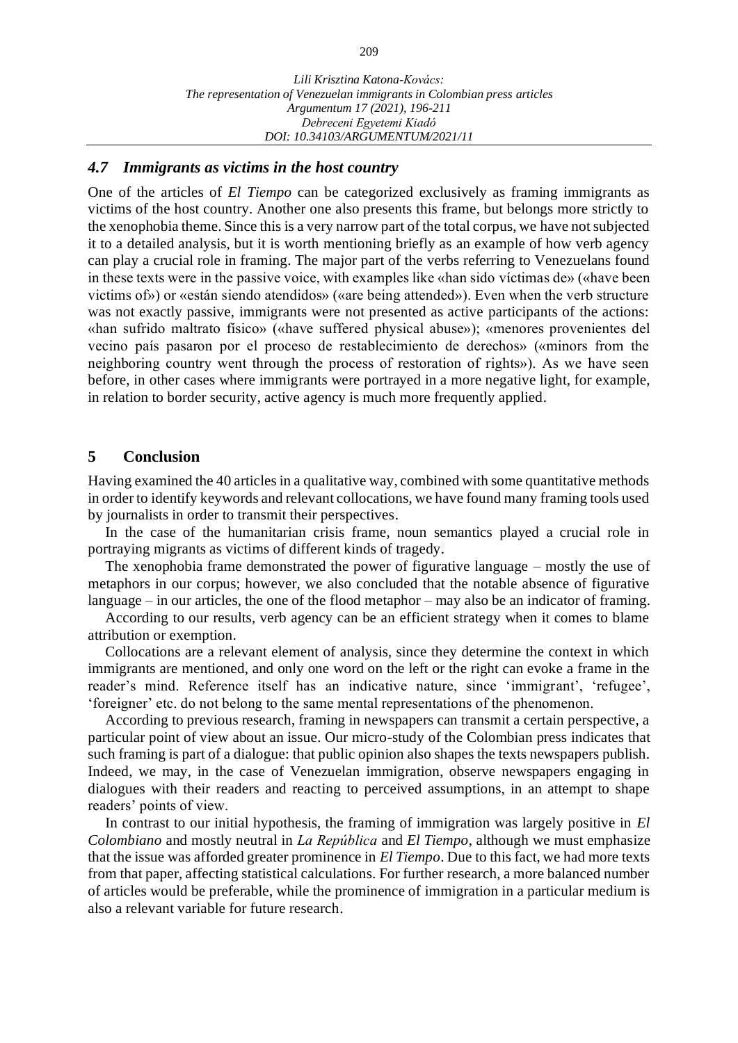### *4.7 Immigrants as victims in the host country*

One of the articles of *El Tiempo* can be categorized exclusively as framing immigrants as victims of the host country. Another one also presents this frame, but belongs more strictly to the xenophobia theme. Since this is a very narrow part of the total corpus, we have not subjected it to a detailed analysis, but it is worth mentioning briefly as an example of how verb agency can play a crucial role in framing. The major part of the verbs referring to Venezuelans found in these texts were in the passive voice, with examples like «han sido víctimas de» («have been victims of») or «están siendo atendidos» («are being attended»). Even when the verb structure was not exactly passive, immigrants were not presented as active participants of the actions: «han sufrido maltrato físico» («have suffered physical abuse»); «menores provenientes del vecino país pasaron por el proceso de restablecimiento de derechos» («minors from the neighboring country went through the process of restoration of rights»). As we have seen before, in other cases where immigrants were portrayed in a more negative light, for example, in relation to border security, active agency is much more frequently applied.

## 5 Conclusion

Having examined the 40 articles in a qualitative way, combined with some quantitative methods in order to identify keywords and relevant collocations, we have found many framing tools used by journalists in order to transmit their perspectives.

In the case of the humanitarian crisis frame, noun semantics played a crucial role in portraying migrants as victims of different kinds of tragedy.

The xenophobia frame demonstrated the power of figurative language – mostly the use of metaphors in our corpus; however, we also concluded that the notable absence of figurative language – in our articles, the one of the flood metaphor – may also be an indicator of framing.

According to our results, verb agency can be an efficient strategy when it comes to blame attribution or exemption.

Collocations are a relevant element of analysis, since they determine the context in which immigrants are mentioned, and only one word on the left or the right can evoke a frame in the reader's mind. Reference itself has an indicative nature, since 'immigrant', 'refugee', 'foreigner' etc. do not belong to the same mental representations of the phenomenon.

According to previous research, framing in newspapers can transmit a certain perspective, a particular point of view about an issue. Our micro-study of the Colombian press indicates that such framing is part of a dialogue: that public opinion also shapes the texts newspapers publish. Indeed, we may, in the case of Venezuelan immigration, observe newspapers engaging in dialogues with their readers and reacting to perceived assumptions, in an attempt to shape readers' points of view.

In contrast to our initial hypothesis, the framing of immigration was largely positive in *El Colombiano* and mostly neutral in *La República* and *El Tiempo*, although we must emphasize that the issue was afforded greater prominence in *El Tiempo*. Due to this fact, we had more texts from that paper, affecting statistical calculations. For further research, a more balanced number of articles would be preferable, while the prominence of immigration in a particular medium is also a relevant variable for future research.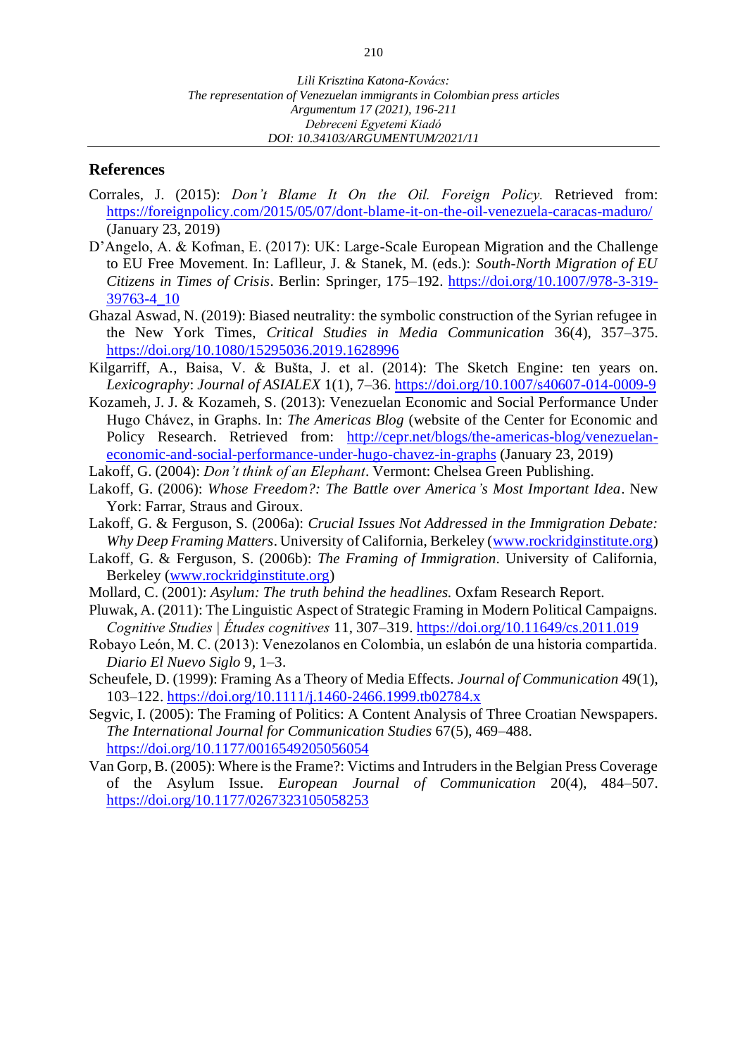## References

Corrales, J. (2015): *Don't Blame It On the Oil. Foreign Policy.* Retrieved from: https://foreignpolicy.com/2015/05/07/dont-blame-it-on-the-oil-venezuela-caracas-maduro/ (January 23, 2019)

D'Angelo, A. & Kofman, E. (2017): UK: Large-Scale European Migration and the Challenge to EU Free Movement. In: Laflleur, J. & Stanek, M. (eds.): *South-North Migration of EU Citizens in Times of Crisis*. Berlin: Springer, 175–192. https://doi.org/10.1007/978-3-319-39763-4_10

Ghazal Aswad, N. (2019): Biased neutrality: the symbolic construction of the Syrian refugee in the New York Times, *Critical Studies in Media Communication* 36(4), 357–375. https://doi.org/10.1080/15295036.2019.1628996

Kilgarriff, A., Baisa, V. & Bušta, J. et al. (2014): The Sketch Engine: ten years on. *Lexicography*: *Journal of ASIALEX* 1(1), 7–36. https://doi.org/10.1007/s40607-014-0009-9

Kozameh, J. J. & Kozameh, S. (2013): Venezuelan Economic and Social Performance Under Hugo Chávez, in Graphs. In: *The Americas Blog* (website of the Center for Economic and Policy Research. Retrieved from: http://cepr.net/blogs/the-americas-blog/venezuelan-economic-and-social-performance-under-hugo-chavez-in-graphs (January 23, 2019)

Lakoff, G. (2004): *Don't think of an Elephant*. Vermont: Chelsea Green Publishing.

Lakoff, G. (2006): *Whose Freedom?: The Battle over America's Most Important Idea*. New York: Farrar, Straus and Giroux.

Lakoff, G. & Ferguson, S. (2006a): *Crucial Issues Not Addressed in the Immigration Debate: Why Deep Framing Matters*. University of California, Berkeley (www.rockridginstitute.org)

Lakoff, G. & Ferguson, S. (2006b): *The Framing of Immigration*. University of California, Berkeley (www.rockridginstitute.org)

Mollard, C. (2001): *Asylum: The truth behind the headlines.* Oxfam Research Report.

Pluwak, A. (2011): The Linguistic Aspect of Strategic Framing in Modern Political Campaigns. *Cognitive Studies | Études cognitives* 11, 307–319. https://doi.org/10.11649/cs.2011.019

Robayo León, M. C. (2013): Venezolanos en Colombia, un eslabón de una historia compartida. *Diario El Nuevo Siglo* 9, 1–3.

Scheufele, D. (1999): Framing As a Theory of Media Effects. *Journal of Communication* 49(1), 103–122. https://doi.org/10.1111/j.1460-2466.1999.tb02784.x

Segvic, I. (2005): The Framing of Politics: A Content Analysis of Three Croatian Newspapers. *The International Journal for Communication Studies* 67(5), 469–488. https://doi.org/10.1177/0016549205056054

Van Gorp, B. (2005): Where is the Frame?: Victims and Intruders in the Belgian Press Coverage of the Asylum Issue. *European Journal of Communication* 20(4), 484–507. https://doi.org/10.1177/0267323105058253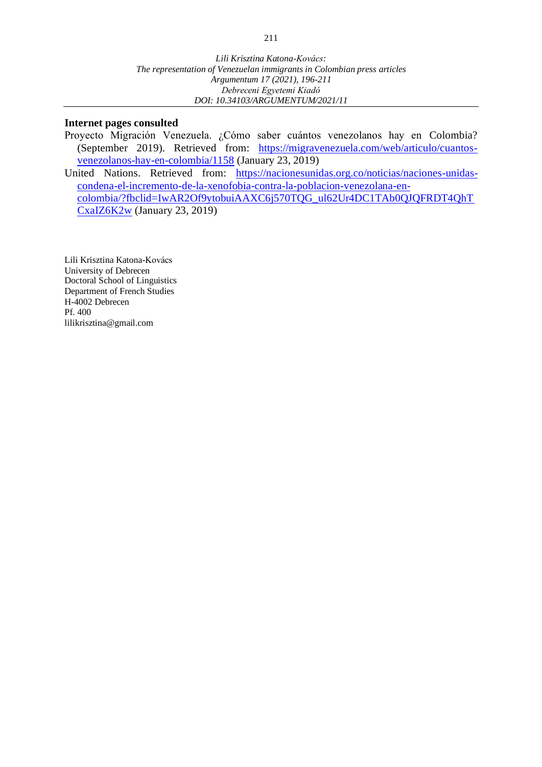## Internet pages consulted

Proyecto Migración Venezuela. ¿Cómo saber cuántos venezolanos hay en Colombia? (September 2019). Retrieved from: https://migravenezuela.com/web/articulo/cuantos-venezolanos-hay-en-colombia/1158 (January 23, 2019)

United Nations. Retrieved from: https://nacionesunidas.org.co/noticias/naciones-unidas-condena-el-incremento-de-la-xenofobia-contra-la-poblacion-venezolana-en-colombia/?fbclid=IwAR2Of9ytobuiAAXC6j570TQG_ul62Ur4DC1TAb0QJQFRDT4QhTCxaIZ6K2w (January 23, 2019)

Lili Krisztina Katona-Kovács
University of Debrecen
Doctoral School of Linguistics
Department of French Studies
H-4002 Debrecen
Pf. 400
lilikrisztina@gmail.com